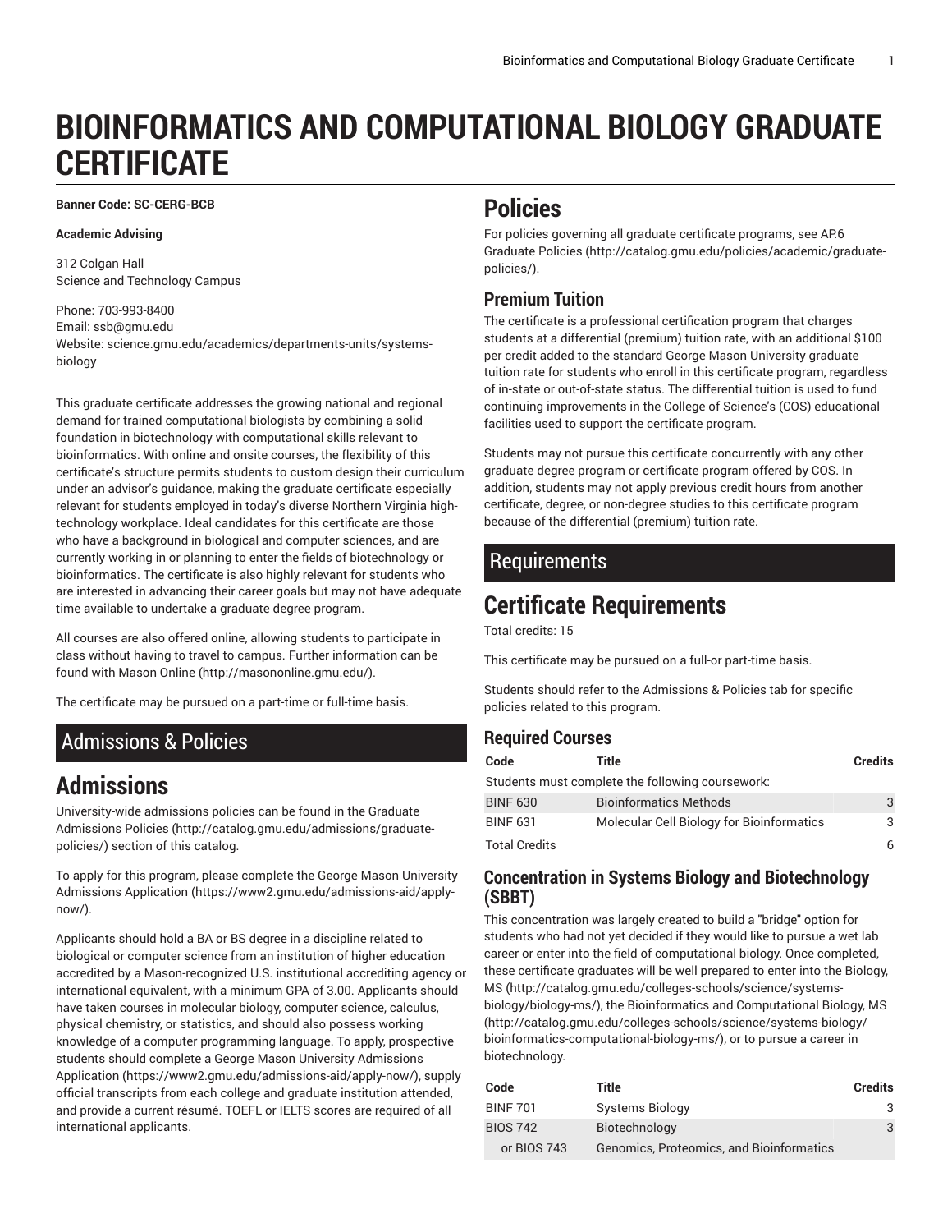# BIOINFORMATICS AND COMPUTATIONAL BIOLOGY GRADUATE CERTIFICATE

**Banner Code: SC-CERG-BCB**

**Academic Advising**

312 Colgan Hall
Science and Technology Campus

Phone: 703-993-8400
Email: ssb@gmu.edu
Website: science.gmu.edu/academics/departments-units/systems-biology

This graduate certificate addresses the growing national and regional demand for trained computational biologists by combining a solid foundation in biotechnology with computational skills relevant to bioinformatics. With online and onsite courses, the flexibility of this certificate's structure permits students to custom design their curriculum under an advisor's guidance, making the graduate certificate especially relevant for students employed in today's diverse Northern Virginia high-technology workplace. Ideal candidates for this certificate are those who have a background in biological and computer sciences, and are currently working in or planning to enter the fields of biotechnology or bioinformatics. The certificate is also highly relevant for students who are interested in advancing their career goals but may not have adequate time available to undertake a graduate degree program.

All courses are also offered online, allowing students to participate in class without having to travel to campus. Further information can be found with Mason Online (http://masononline.gmu.edu/).

The certificate may be pursued on a part-time or full-time basis.

## Admissions & Policies

# Admissions

University-wide admissions policies can be found in the Graduate Admissions Policies (http://catalog.gmu.edu/admissions/graduate-policies/) section of this catalog.

To apply for this program, please complete the George Mason University Admissions Application (https://www2.gmu.edu/admissions-aid/apply-now/).

Applicants should hold a BA or BS degree in a discipline related to biological or computer science from an institution of higher education accredited by a Mason-recognized U.S. institutional accrediting agency or international equivalent, with a minimum GPA of 3.00. Applicants should have taken courses in molecular biology, computer science, calculus, physical chemistry, or statistics, and should also possess working knowledge of a computer programming language. To apply, prospective students should complete a George Mason University Admissions Application (https://www2.gmu.edu/admissions-aid/apply-now/), supply official transcripts from each college and graduate institution attended, and provide a current résumé. TOEFL or IELTS scores are required of all international applicants.

# Policies

For policies governing all graduate certificate programs, see AP.6 Graduate Policies (http://catalog.gmu.edu/policies/academic/graduate-policies/).

### Premium Tuition

The certificate is a professional certification program that charges students at a differential (premium) tuition rate, with an additional $100 per credit added to the standard George Mason University graduate tuition rate for students who enroll in this certificate program, regardless of in-state or out-of-state status. The differential tuition is used to fund continuing improvements in the College of Science's (COS) educational facilities used to support the certificate program.

Students may not pursue this certificate concurrently with any other graduate degree program or certificate program offered by COS. In addition, students may not apply previous credit hours from another certificate, degree, or non-degree studies to this certificate program because of the differential (premium) tuition rate.

## Requirements

# Certificate Requirements

Total credits: 15

This certificate may be pursued on a full-or part-time basis.

Students should refer to the Admissions & Policies tab for specific policies related to this program.

### Required Courses

| Code | Title | Credits |
|---|---|---|
| Students must complete the following coursework: | | |
| BINF 630 | Bioinformatics Methods | 3 |
| BINF 631 | Molecular Cell Biology for Bioinformatics | 3 |
| Total Credits | | 6 |

### Concentration in Systems Biology and Biotechnology (SBBT)

This concentration was largely created to build a "bridge" option for students who had not yet decided if they would like to pursue a wet lab career or enter into the field of computational biology. Once completed, these certificate graduates will be well prepared to enter into the Biology, MS (http://catalog.gmu.edu/colleges-schools/science/systems-biology/biology-ms/), the Bioinformatics and Computational Biology, MS (http://catalog.gmu.edu/colleges-schools/science/systems-biology/bioinformatics-computational-biology-ms/), or to pursue a career in biotechnology.

| Code | Title | Credits |
|---|---|---|
| BINF 701 | Systems Biology | 3 |
| BIOS 742 | Biotechnology | 3 |
| or BIOS 743 | Genomics, Proteomics, and Bioinformatics | |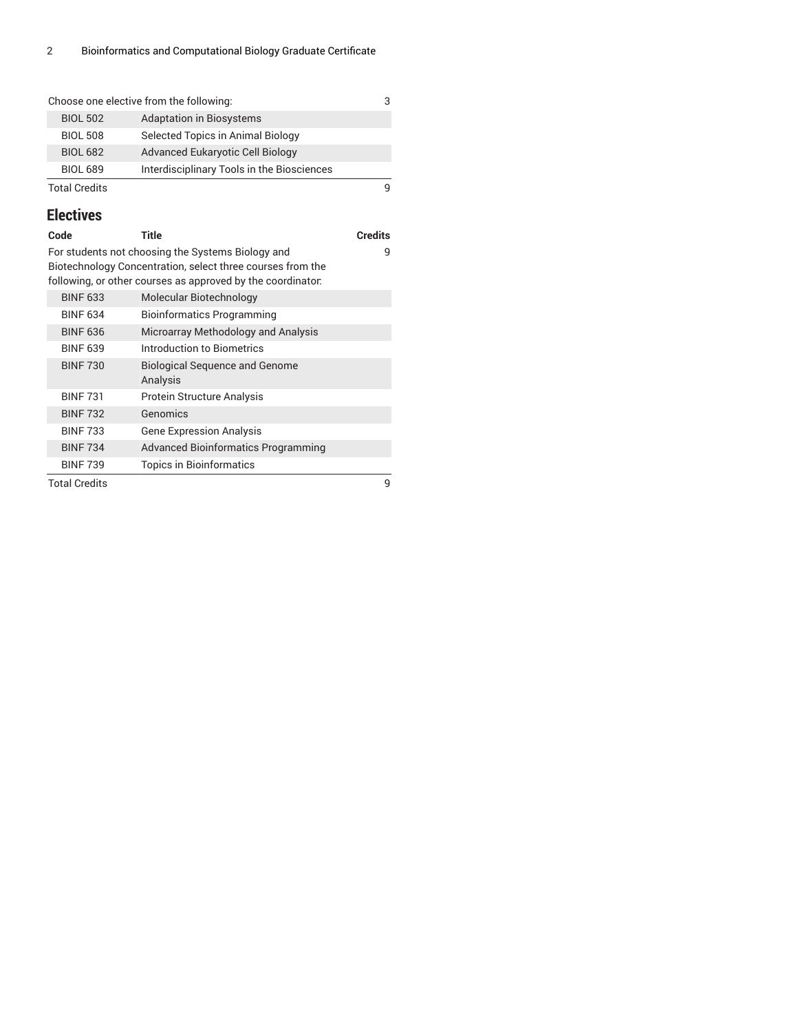| | | |
|---|---|---|
| Choose one elective from the following: | | 3 |
| BIOL 502 | Adaptation in Biosystems | |
| BIOL 508 | Selected Topics in Animal Biology | |
| BIOL 682 | Advanced Eukaryotic Cell Biology | |
| BIOL 689 | Interdisciplinary Tools in the Biosciences | |
| Total Credits | | 9 |

## Electives

| Code | Title | Credits |
|---|---|---|
| For students not choosing the Systems Biology and Biotechnology Concentration, select three courses from the following, or other courses as approved by the coordinator: | | 9 |
| BINF 633 | Molecular Biotechnology | |
| BINF 634 | Bioinformatics Programming | |
| BINF 636 | Microarray Methodology and Analysis | |
| BINF 639 | Introduction to Biometrics | |
| BINF 730 | Biological Sequence and Genome Analysis | |
| BINF 731 | Protein Structure Analysis | |
| BINF 732 | Genomics | |
| BINF 733 | Gene Expression Analysis | |
| BINF 734 | Advanced Bioinformatics Programming | |
| BINF 739 | Topics in Bioinformatics | |
| Total Credits | | 9 |